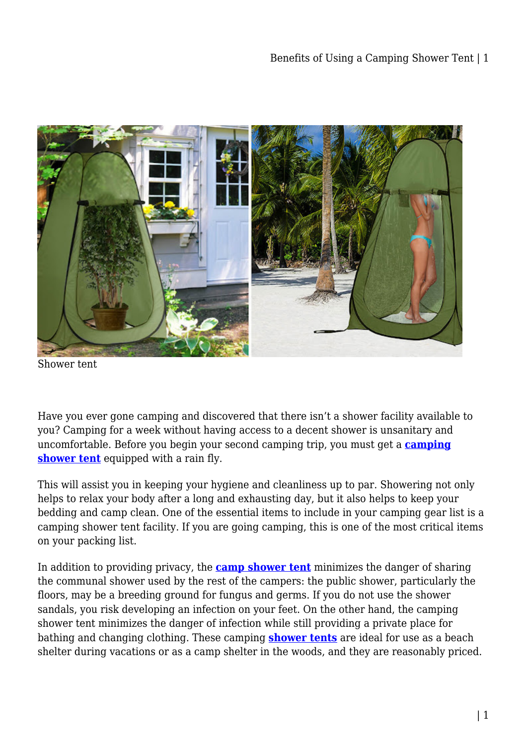Shower tent

Have you ever gone camping and discovered that there isn't a shower facility available to you? Camping for a week without having access to a decent shower is unsanitary and uncomfortable. Before you begin your second camping trip, you must get a **camping shower tent** equipped with a rain fly.

This will assist you in keeping your hygiene and cleanliness up to par. Showering not only helps to relax your body after a long and exhausting day, but it also helps to keep your bedding and camp clean. One of the essential items to include in your camping gear list is a camping shower tent facility. If you are going camping, this is one of the most critical items on your packing list.

In addition to providing privacy, the **camp shower tent** minimizes the danger of sharing the communal shower used by the rest of the campers: the public shower, particularly the floors, may be a breeding ground for fungus and germs. If you do not use the shower sandals, you risk developing an infection on your feet. On the other hand, the camping shower tent minimizes the danger of infection while still providing a private place for bathing and changing clothing. These camping **shower tents** are ideal for use as a beach shelter during vacations or as a camp shelter in the woods, and they are reasonably priced.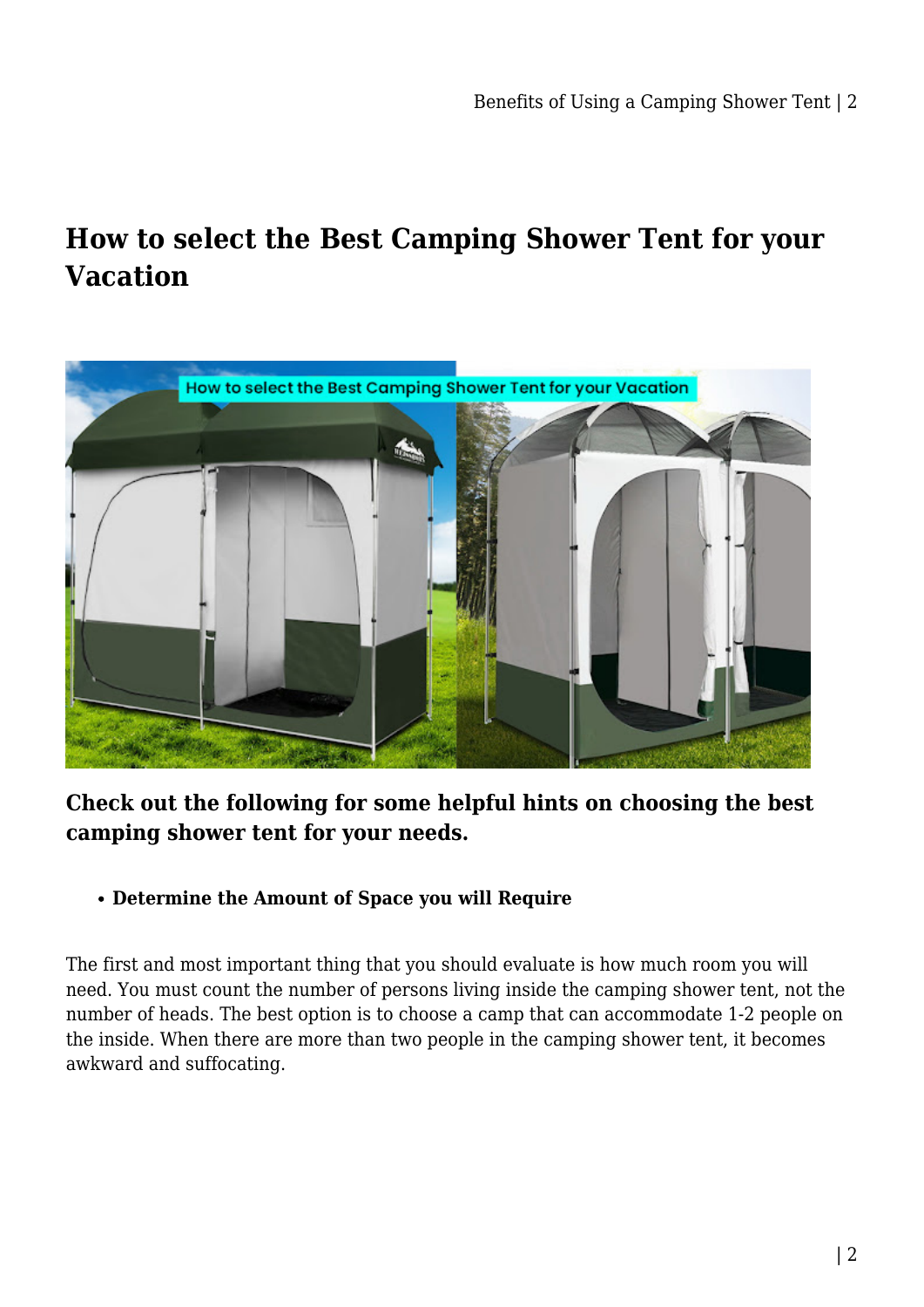## How to select the Best Camping Shower Tent for your Vacation

**Check out the following for some helpful hints on choosing the best camping shower tent for your needs.**

- **Determine the Amount of Space you will Require**

The first and most important thing that you should evaluate is how much room you will need. You must count the number of persons living inside the camping shower tent, not the number of heads. The best option is to choose a camp that can accommodate 1-2 people on the inside. When there are more than two people in the camping shower tent, it becomes awkward and suffocating.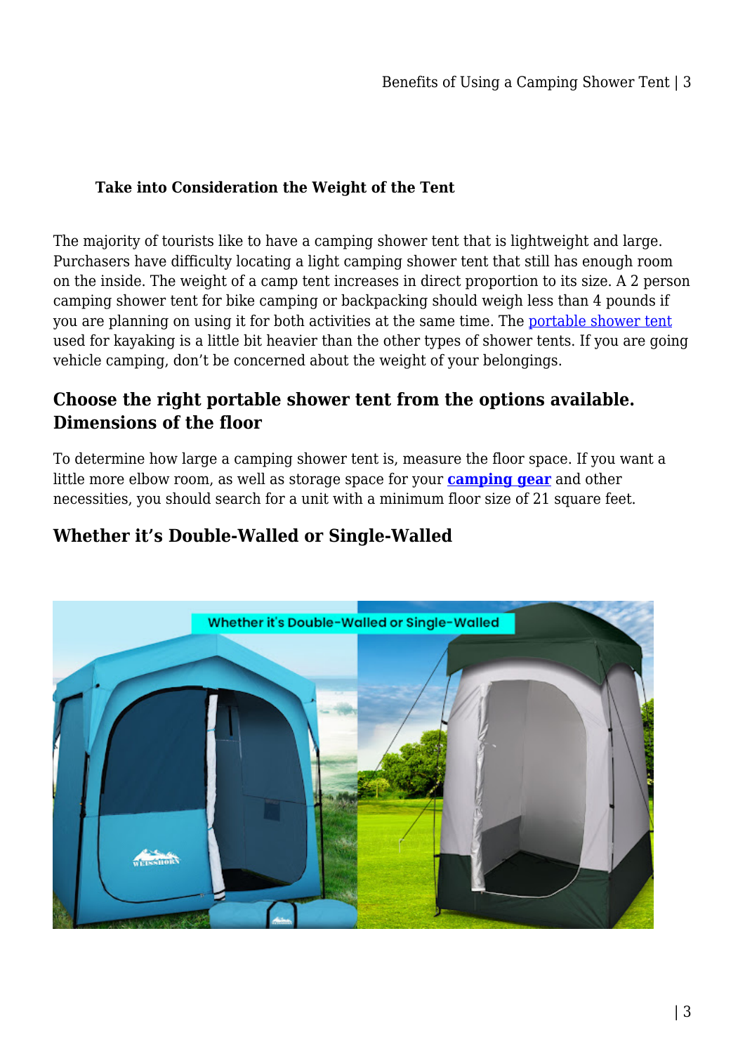### Take into Consideration the Weight of the Tent

The majority of tourists like to have a camping shower tent that is lightweight and large. Purchasers have difficulty locating a light camping shower tent that still has enough room on the inside. The weight of a camp tent increases in direct proportion to its size. A 2 person camping shower tent for bike camping or backpacking should weigh less than 4 pounds if you are planning on using it for both activities at the same time. The portable shower tent used for kayaking is a little bit heavier than the other types of shower tents. If you are going vehicle camping, don't be concerned about the weight of your belongings.

## Choose the right portable shower tent from the options available. Dimensions of the floor

To determine how large a camping shower tent is, measure the floor space. If you want a little more elbow room, as well as storage space for your **camping gear** and other necessities, you should search for a unit with a minimum floor size of 21 square feet.

## Whether it's Double-Walled or Single-Walled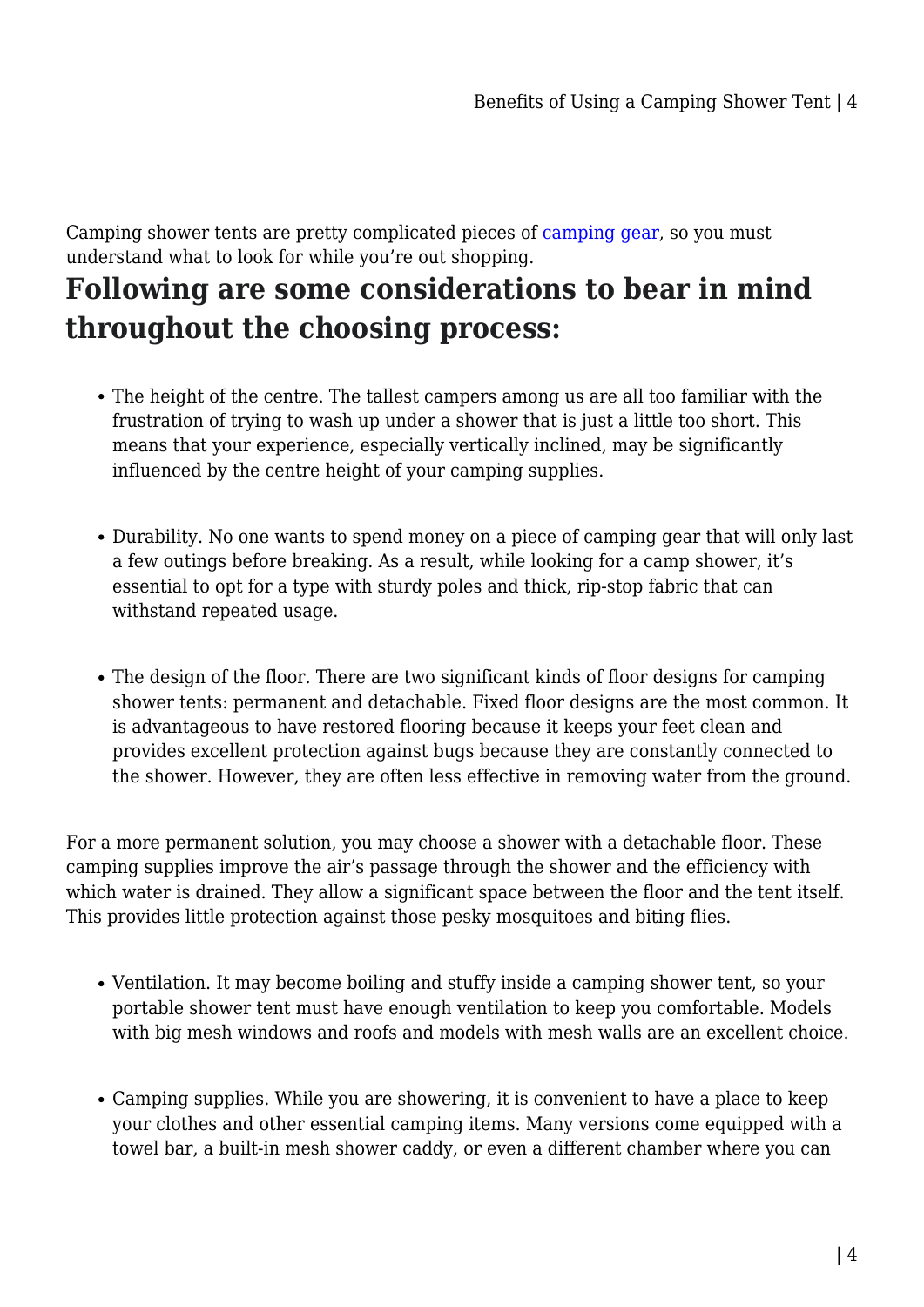Camping shower tents are pretty complicated pieces of [camping gear](#), so you must understand what to look for while you're out shopping.

## Following are some considerations to bear in mind throughout the choosing process:

- The height of the centre. The tallest campers among us are all too familiar with the frustration of trying to wash up under a shower that is just a little too short. This means that your experience, especially vertically inclined, may be significantly influenced by the centre height of your camping supplies.

- Durability. No one wants to spend money on a piece of camping gear that will only last a few outings before breaking. As a result, while looking for a camp shower, it's essential to opt for a type with sturdy poles and thick, rip-stop fabric that can withstand repeated usage.

- The design of the floor. There are two significant kinds of floor designs for camping shower tents: permanent and detachable. Fixed floor designs are the most common. It is advantageous to have restored flooring because it keeps your feet clean and provides excellent protection against bugs because they are constantly connected to the shower. However, they are often less effective in removing water from the ground.

For a more permanent solution, you may choose a shower with a detachable floor. These camping supplies improve the air's passage through the shower and the efficiency with which water is drained. They allow a significant space between the floor and the tent itself. This provides little protection against those pesky mosquitoes and biting flies.

- Ventilation. It may become boiling and stuffy inside a camping shower tent, so your portable shower tent must have enough ventilation to keep you comfortable. Models with big mesh windows and roofs and models with mesh walls are an excellent choice.

- Camping supplies. While you are showering, it is convenient to have a place to keep your clothes and other essential camping items. Many versions come equipped with a towel bar, a built-in mesh shower caddy, or even a different chamber where you can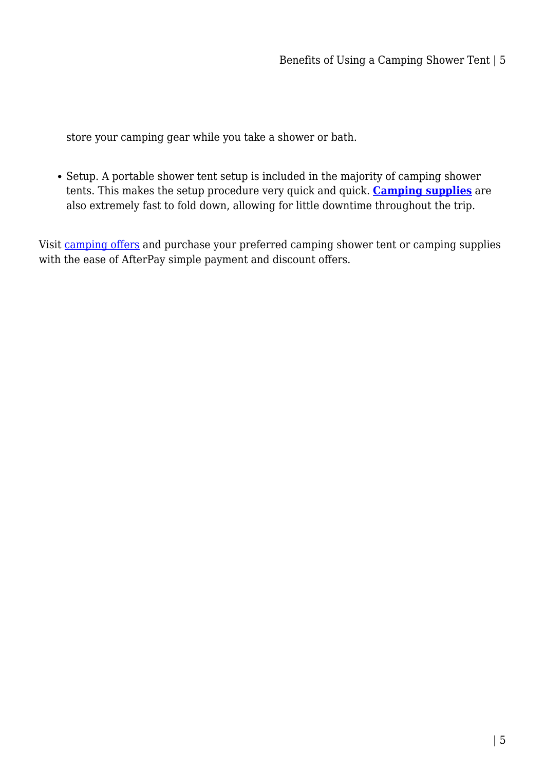store your camping gear while you take a shower or bath.

- Setup. A portable shower tent setup is included in the majority of camping shower tents. This makes the setup procedure very quick and quick. **Camping supplies** are also extremely fast to fold down, allowing for little downtime throughout the trip.

Visit camping offers and purchase your preferred camping shower tent or camping supplies with the ease of AfterPay simple payment and discount offers.